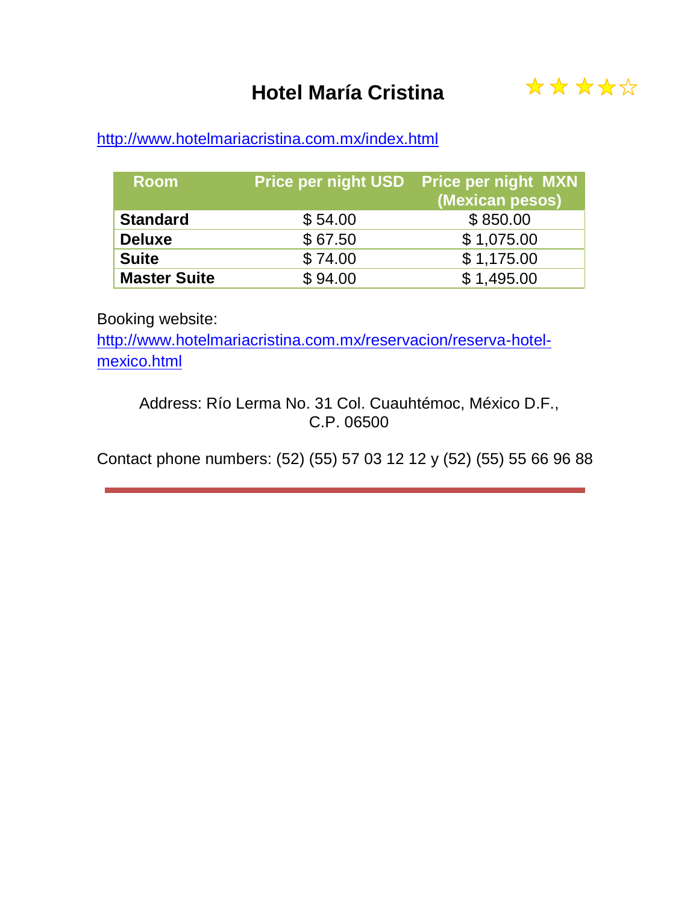# Hotel María Cristina ★★★★☆

http://www.hotelmariacristina.com.mx/index.html

| Room | Price per night USD | Price per night MXN (Mexican pesos) |
|---|---|---|
| **Standard** | $ 54.00 | $ 850.00 |
| **Deluxe** | $ 67.50 | $ 1,075.00 |
| **Suite** | $ 74.00 | $ 1,175.00 |
| **Master Suite** | $ 94.00 | $ 1,495.00 |

Booking website:
http://www.hotelmariacristina.com.mx/reservacion/reserva-hotel-mexico.html

Address: Río Lerma No. 31 Col. Cuauhtémoc, México D.F., C.P. 06500

Contact phone numbers: (52) (55) 57 03 12 12 y (52) (55) 55 66 96 88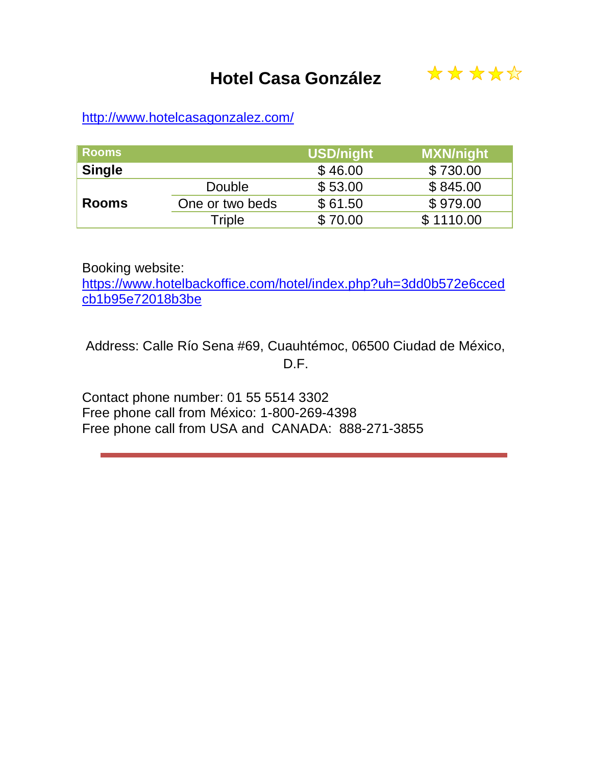# Hotel Casa González ★★★★☆

http://www.hotelcasagonzalez.com/

| Rooms | | USD/night | MXN/night |
|---|---|---|---|
| **Single** | | $ 46.00 | $ 730.00 |
| **Rooms** | Double | $ 53.00 | $ 845.00 |
| | One or two beds | $ 61.50 | $ 979.00 |
| | Triple | $ 70.00 | $ 1110.00 |

Booking website:
https://www.hotelbackoffice.com/hotel/index.php?uh=3dd0b572e6ccedcb1b95e72018b3be

Address: Calle Río Sena #69, Cuauhtémoc, 06500 Ciudad de México, D.F.

Contact phone number: 01 55 5514 3302
Free phone call from México: 1-800-269-4398
Free phone call from USA and CANADA: 888-271-3855

---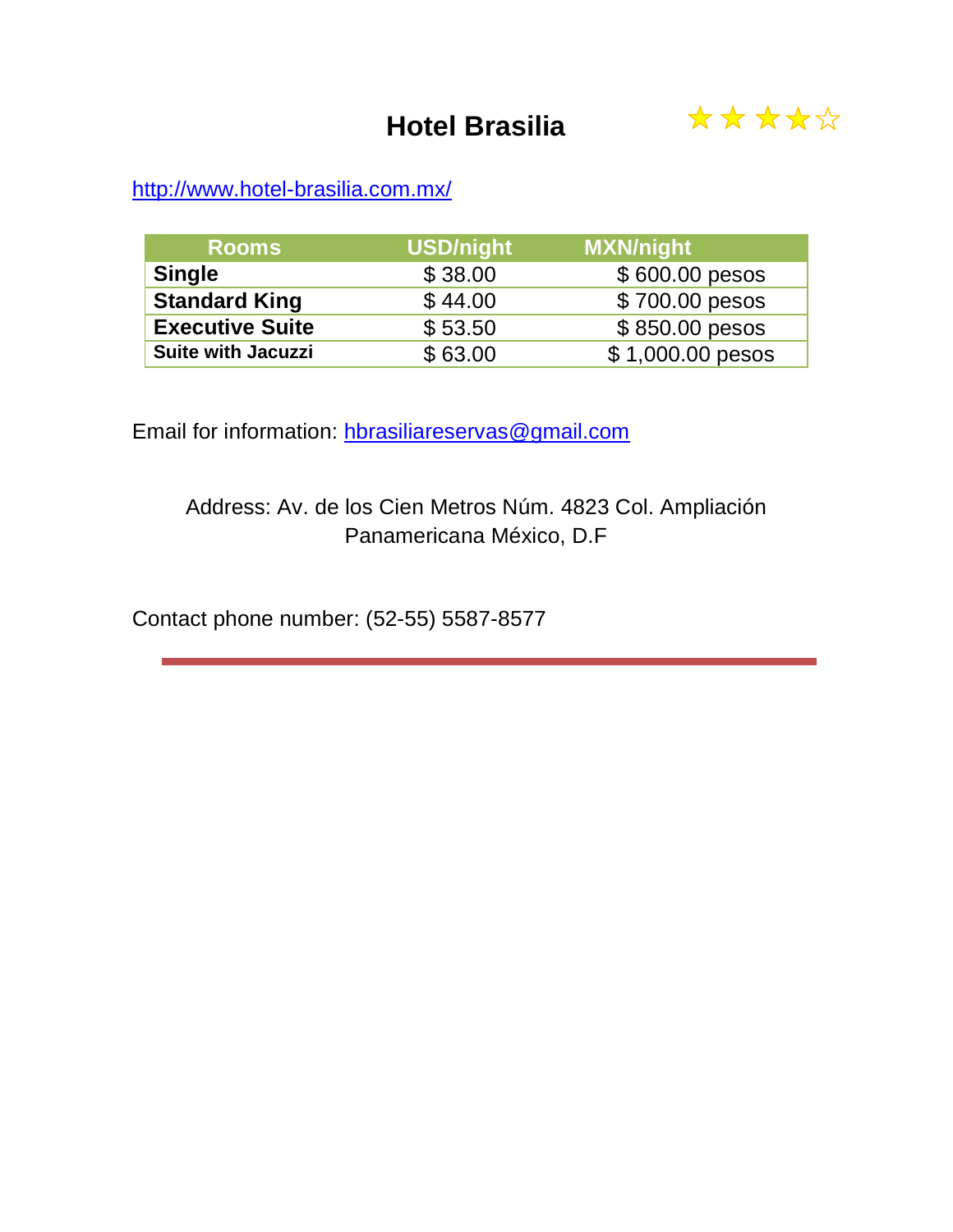# Hotel Brasilia ★★★★☆

http://www.hotel-brasilia.com.mx/

| Rooms | USD/night | MXN/night |
| --- | --- | --- |
| **Single** | $ 38.00 | $ 600.00 pesos |
| **Standard King** | $ 44.00 | $ 700.00 pesos |
| **Executive Suite** | $ 53.50 | $ 850.00 pesos |
| **Suite with Jacuzzi** | $ 63.00 | $ 1,000.00 pesos |

Email for information: hbrasiliareservas@gmail.com

Address: Av. de los Cien Metros Núm. 4823 Col. Ampliación Panamericana México, D.F

Contact phone number: (52-55) 5587-8577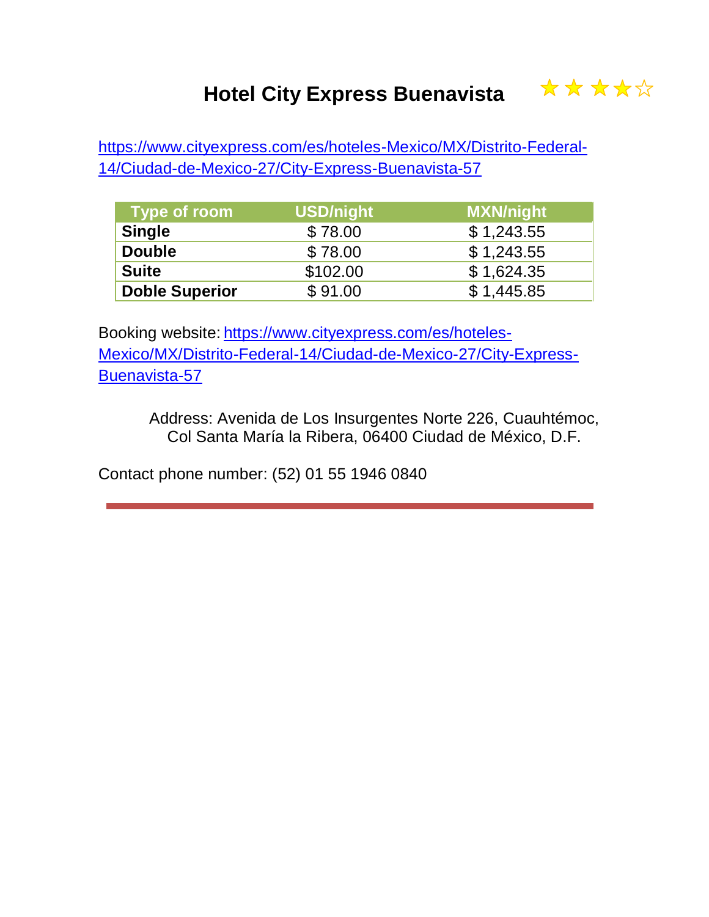# Hotel City Express Buenavista ★★★★☆

https://www.cityexpress.com/es/hoteles-Mexico/MX/Distrito-Federal-14/Ciudad-de-Mexico-27/City-Express-Buenavista-57

| Type of room | USD/night | MXN/night |
|---|---|---|
| **Single** | $ 78.00 | $ 1,243.55 |
| **Double** | $ 78.00 | $ 1,243.55 |
| **Suite** | $102.00 | $ 1,624.35 |
| **Doble Superior** | $ 91.00 | $ 1,445.85 |

Booking website: https://www.cityexpress.com/es/hoteles-Mexico/MX/Distrito-Federal-14/Ciudad-de-Mexico-27/City-Express-Buenavista-57

Address: Avenida de Los Insurgentes Norte 226, Cuauhtémoc, Col Santa María la Ribera, 06400 Ciudad de México, D.F.

Contact phone number: (52) 01 55 1946 0840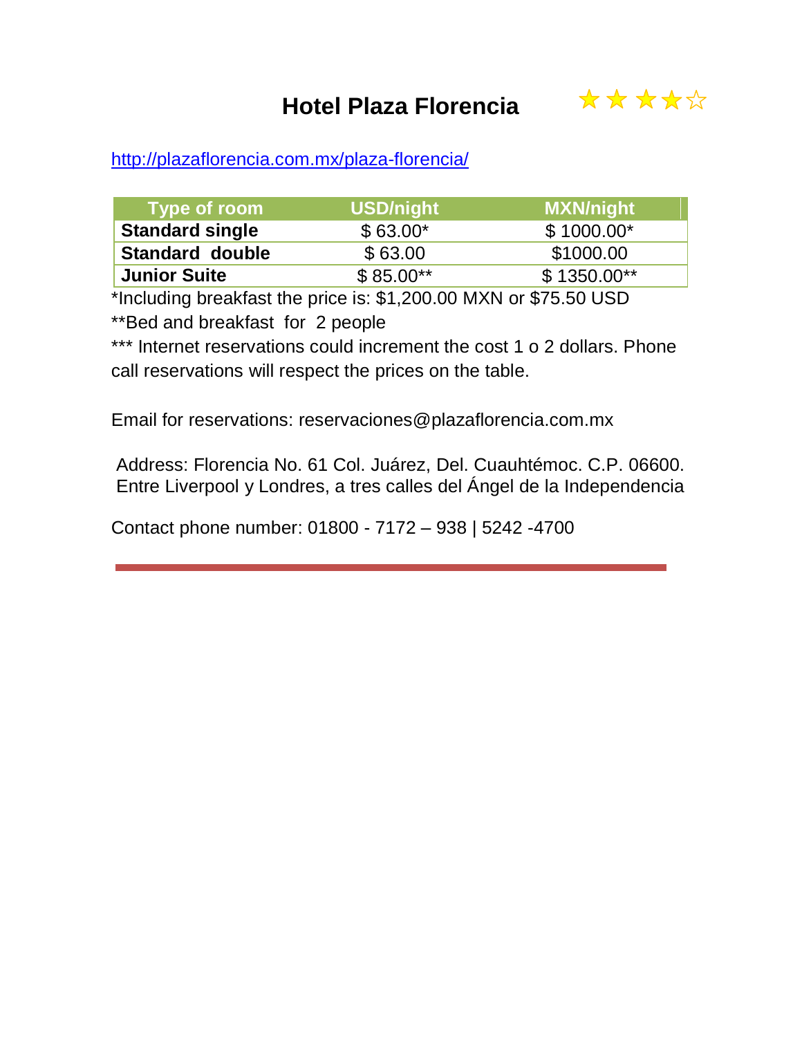# Hotel Plaza Florencia ★★★★☆

http://plazaflorencia.com.mx/plaza-florencia/

| Type of room | USD/night | MXN/night |
|---|---|---|
| **Standard single** | $ 63.00* | $ 1000.00* |
| **Standard double** | $ 63.00 | $1000.00 |
| **Junior Suite** | $ 85.00** | $ 1350.00** |

*Including breakfast the price is: $1,200.00 MXN or $75.50 USD

**Bed and breakfast for 2 people

*** Internet reservations could increment the cost 1 o 2 dollars. Phone call reservations will respect the prices on the table.

Email for reservations: reservaciones@plazaflorencia.com.mx

Address: Florencia No. 61 Col. Juárez, Del. Cuauhtémoc. C.P. 06600. Entre Liverpool y Londres, a tres calles del Ángel de la Independencia

Contact phone number: 01800 - 7172 – 938 | 5242 -4700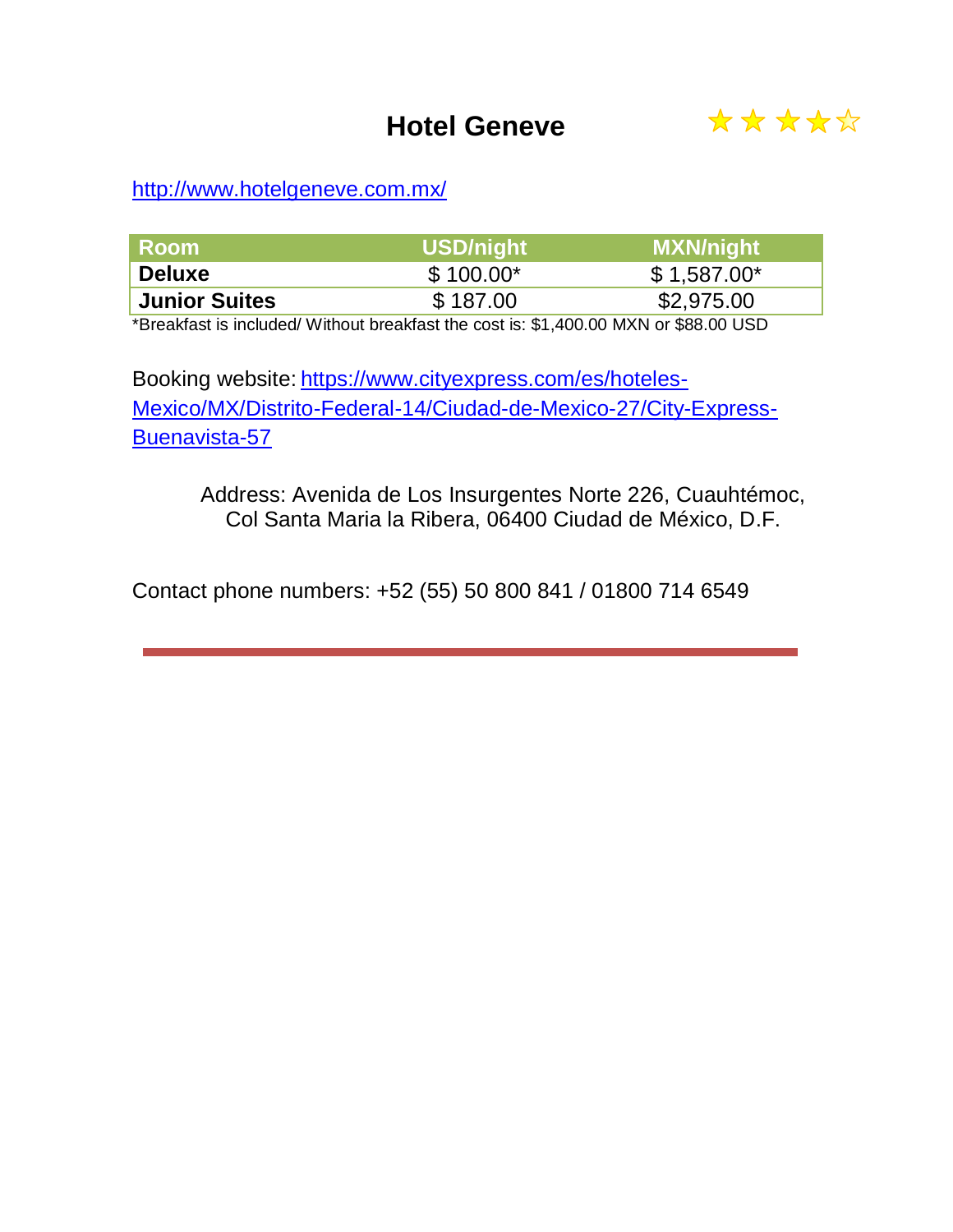# Hotel Geneve

★★★★☆

http://www.hotelgeneve.com.mx/

| Room | USD/night | MXN/night |
|---|---|---|
| **Deluxe** | $ 100.00* | $ 1,587.00* |
| **Junior Suites** | $ 187.00 | $2,975.00 |

*Breakfast is included/ Without breakfast the cost is: $1,400.00 MXN or $88.00 USD

Booking website: https://www.cityexpress.com/es/hoteles-Mexico/MX/Distrito-Federal-14/Ciudad-de-Mexico-27/City-Express-Buenavista-57

Address: Avenida de Los Insurgentes Norte 226, Cuauhtémoc, Col Santa Maria la Ribera, 06400 Ciudad de México, D.F.

Contact phone numbers: +52 (55) 50 800 841 / 01800 714 6549